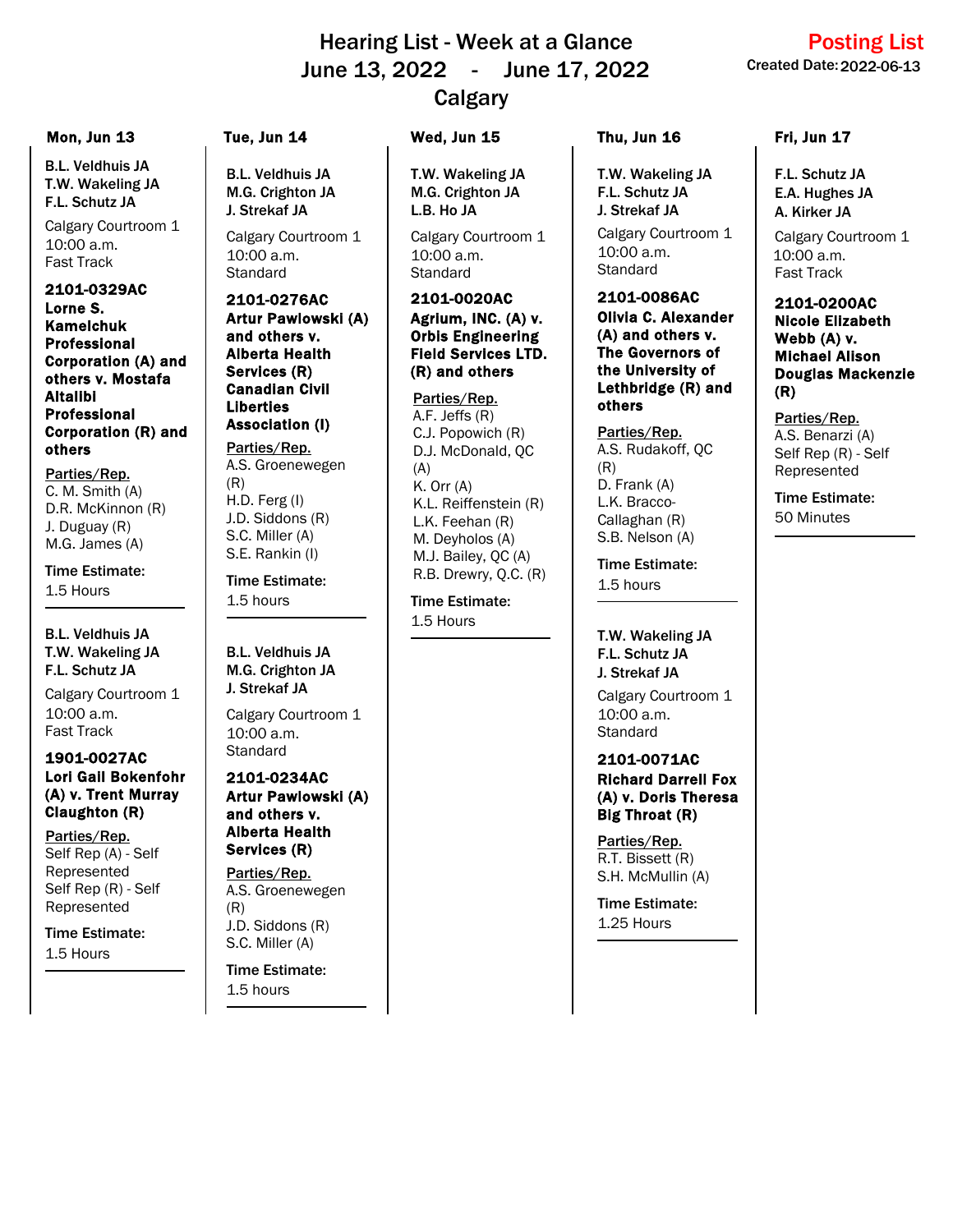# Hearing List - Week at a Glance
## June 13, 2022 - June 17, 2022
## Calgary

**Posting List**
Created Date: 2022-06-13

### Mon, Jun 13

**B.L. Veldhuis JA**
**T.W. Wakeling JA**
**F.L. Schutz JA**

Calgary Courtroom 1
10:00 a.m.
Fast Track

**2101-0329AC**
**Lorne S. Kamelchuk Professional Corporation (A) and others v. Mostafa Altalibi Professional Corporation (R) and others**

Parties/Rep.
C. M. Smith (A)
D.R. McKinnon (R)
J. Duguay (R)
M.G. James (A)

Time Estimate:
1.5 Hours

---

**B.L. Veldhuis JA**
**T.W. Wakeling JA**
**F.L. Schutz JA**

Calgary Courtroom 1
10:00 a.m.
Fast Track

**1901-0027AC**
**Lori Gail Bokenfohr (A) v. Trent Murray Claughton (R)**

Parties/Rep.
Self Rep (A) - Self Represented
Self Rep (R) - Self Represented

Time Estimate:
1.5 Hours

---

### Tue, Jun 14

**B.L. Veldhuis JA**
**M.G. Crighton JA**
**J. Strekaf JA**

Calgary Courtroom 1
10:00 a.m.
Standard

**2101-0276AC**
**Artur Pawlowski (A) and others v. Alberta Health Services (R) Canadian Civil Liberties Association (I)**

Parties/Rep.
A.S. Groenewegen (R)
H.D. Ferg (I)
J.D. Siddons (R)
S.C. Miller (A)
S.E. Rankin (I)

Time Estimate:
1.5 hours

---

**B.L. Veldhuis JA**
**M.G. Crighton JA**
**J. Strekaf JA**

Calgary Courtroom 1
10:00 a.m.
Standard

**2101-0234AC**
**Artur Pawlowski (A) and others v. Alberta Health Services (R)**

Parties/Rep.
A.S. Groenewegen (R)
J.D. Siddons (R)
S.C. Miller (A)

Time Estimate:
1.5 hours

---

### Wed, Jun 15

**T.W. Wakeling JA**
**M.G. Crighton JA**
**L.B. Ho JA**

Calgary Courtroom 1
10:00 a.m.
Standard

**2101-0020AC**
**Agrium, INC. (A) v. Orbis Engineering Field Services LTD. (R) and others**

Parties/Rep.
A.F. Jeffs (R)
C.J. Popowich (R)
D.J. McDonald, QC (A)
K. Orr (A)
K.L. Reiffenstein (R)
L.K. Feehan (R)
M. Deyholos (A)
M.J. Bailey, QC (A)
R.B. Drewry, Q.C. (R)

Time Estimate:
1.5 Hours

---

### Thu, Jun 16

**T.W. Wakeling JA**
**F.L. Schutz JA**
**J. Strekaf JA**

Calgary Courtroom 1
10:00 a.m.
Standard

**2101-0086AC**
**Olivia C. Alexander (A) and others v. The Governors of the University of Lethbridge (R) and others**

Parties/Rep.
A.S. Rudakoff, QC (R)
D. Frank (A)
L.K. Bracco-Callaghan (R)
S.B. Nelson (A)

Time Estimate:
1.5 hours

---

**T.W. Wakeling JA**
**F.L. Schutz JA**
**J. Strekaf JA**

Calgary Courtroom 1
10:00 a.m.
Standard

**2101-0071AC**
**Richard Darrell Fox (A) v. Doris Theresa Big Throat (R)**

Parties/Rep.
R.T. Bissett (R)
S.H. McMullin (A)

Time Estimate:
1.25 Hours

---

### Fri, Jun 17

**F.L. Schutz JA**
**E.A. Hughes JA**
**A. Kirker JA**

Calgary Courtroom 1
10:00 a.m.
Fast Track

**2101-0200AC**
**Nicole Elizabeth Webb (A) v. Michael Alison Douglas Mackenzie (R)**

Parties/Rep.
A.S. Benarzi (A)
Self Rep (R) - Self Represented

Time Estimate:
50 Minutes

---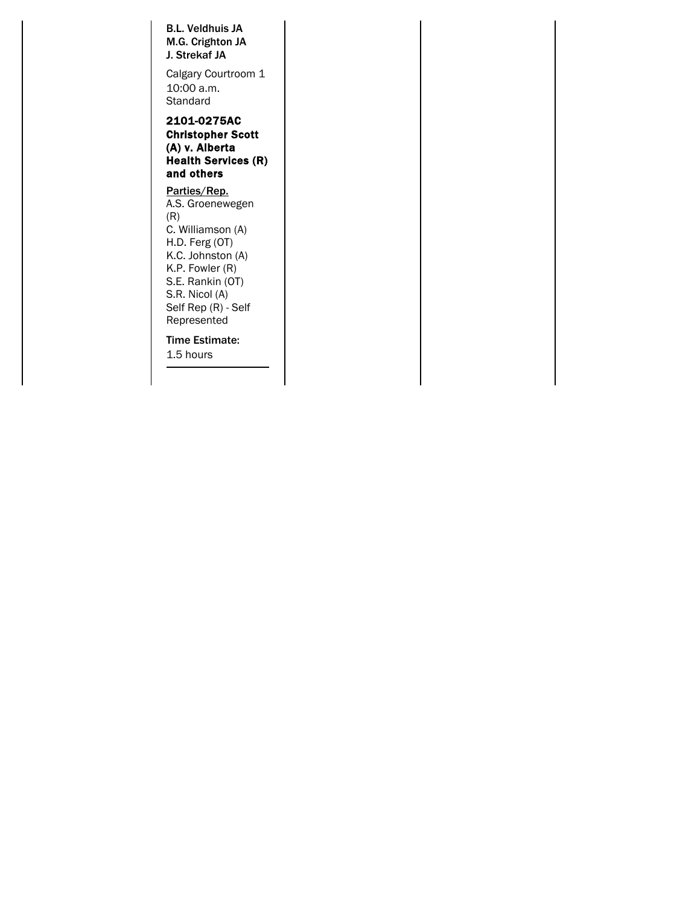B.L. Veldhuis JA
M.G. Crighton JA
J. Strekaf JA

Calgary Courtroom 1
10:00 a.m.
Standard

**2101-0275AC**
**Christopher Scott (A) v. Alberta Health Services (R) and others**

Parties/Rep.
A.S. Groenewegen (R)
C. Williamson (A)
H.D. Ferg (OT)
K.C. Johnston (A)
K.P. Fowler (R)
S.E. Rankin (OT)
S.R. Nicol (A)
Self Rep (R) - Self Represented

Time Estimate:
1.5 hours